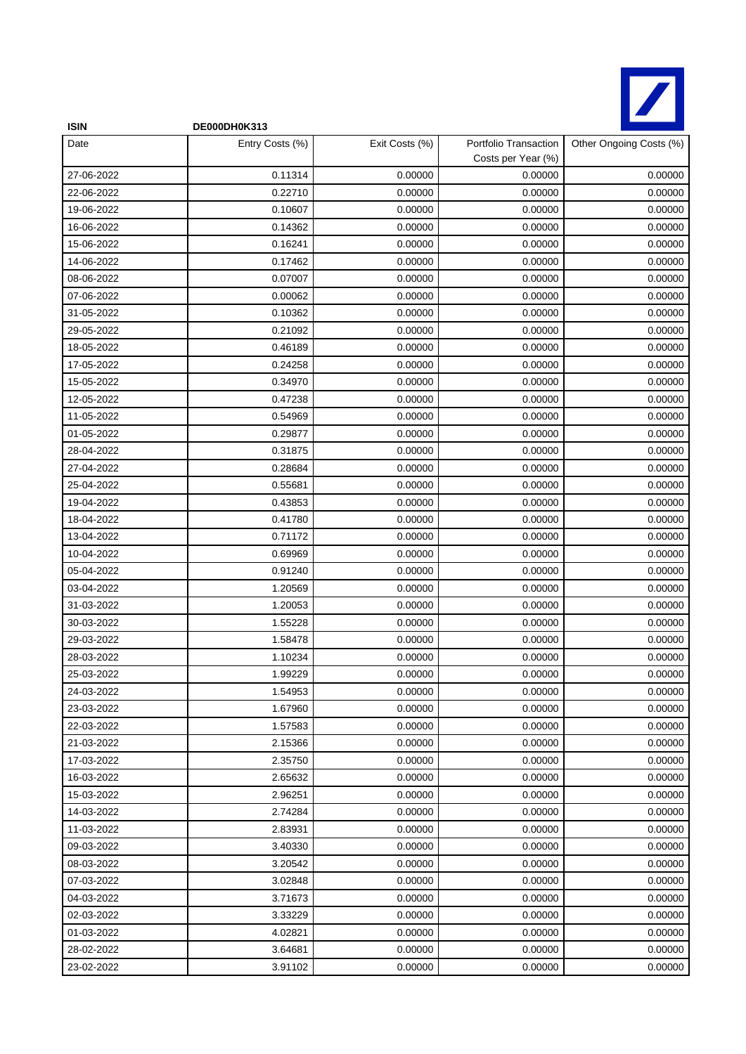**ISIN** DE000DH0K313

| Date | Entry Costs (%) | Exit Costs (%) | Portfolio Transaction Costs per Year (%) | Other Ongoing Costs (%) |
|---|---|---|---|---|
| 27-06-2022 | 0.11314 | 0.00000 | 0.00000 | 0.00000 |
| 22-06-2022 | 0.22710 | 0.00000 | 0.00000 | 0.00000 |
| 19-06-2022 | 0.10607 | 0.00000 | 0.00000 | 0.00000 |
| 16-06-2022 | 0.14362 | 0.00000 | 0.00000 | 0.00000 |
| 15-06-2022 | 0.16241 | 0.00000 | 0.00000 | 0.00000 |
| 14-06-2022 | 0.17462 | 0.00000 | 0.00000 | 0.00000 |
| 08-06-2022 | 0.07007 | 0.00000 | 0.00000 | 0.00000 |
| 07-06-2022 | 0.00062 | 0.00000 | 0.00000 | 0.00000 |
| 31-05-2022 | 0.10362 | 0.00000 | 0.00000 | 0.00000 |
| 29-05-2022 | 0.21092 | 0.00000 | 0.00000 | 0.00000 |
| 18-05-2022 | 0.46189 | 0.00000 | 0.00000 | 0.00000 |
| 17-05-2022 | 0.24258 | 0.00000 | 0.00000 | 0.00000 |
| 15-05-2022 | 0.34970 | 0.00000 | 0.00000 | 0.00000 |
| 12-05-2022 | 0.47238 | 0.00000 | 0.00000 | 0.00000 |
| 11-05-2022 | 0.54969 | 0.00000 | 0.00000 | 0.00000 |
| 01-05-2022 | 0.29877 | 0.00000 | 0.00000 | 0.00000 |
| 28-04-2022 | 0.31875 | 0.00000 | 0.00000 | 0.00000 |
| 27-04-2022 | 0.28684 | 0.00000 | 0.00000 | 0.00000 |
| 25-04-2022 | 0.55681 | 0.00000 | 0.00000 | 0.00000 |
| 19-04-2022 | 0.43853 | 0.00000 | 0.00000 | 0.00000 |
| 18-04-2022 | 0.41780 | 0.00000 | 0.00000 | 0.00000 |
| 13-04-2022 | 0.71172 | 0.00000 | 0.00000 | 0.00000 |
| 10-04-2022 | 0.69969 | 0.00000 | 0.00000 | 0.00000 |
| 05-04-2022 | 0.91240 | 0.00000 | 0.00000 | 0.00000 |
| 03-04-2022 | 1.20569 | 0.00000 | 0.00000 | 0.00000 |
| 31-03-2022 | 1.20053 | 0.00000 | 0.00000 | 0.00000 |
| 30-03-2022 | 1.55228 | 0.00000 | 0.00000 | 0.00000 |
| 29-03-2022 | 1.58478 | 0.00000 | 0.00000 | 0.00000 |
| 28-03-2022 | 1.10234 | 0.00000 | 0.00000 | 0.00000 |
| 25-03-2022 | 1.99229 | 0.00000 | 0.00000 | 0.00000 |
| 24-03-2022 | 1.54953 | 0.00000 | 0.00000 | 0.00000 |
| 23-03-2022 | 1.67960 | 0.00000 | 0.00000 | 0.00000 |
| 22-03-2022 | 1.57583 | 0.00000 | 0.00000 | 0.00000 |
| 21-03-2022 | 2.15366 | 0.00000 | 0.00000 | 0.00000 |
| 17-03-2022 | 2.35750 | 0.00000 | 0.00000 | 0.00000 |
| 16-03-2022 | 2.65632 | 0.00000 | 0.00000 | 0.00000 |
| 15-03-2022 | 2.96251 | 0.00000 | 0.00000 | 0.00000 |
| 14-03-2022 | 2.74284 | 0.00000 | 0.00000 | 0.00000 |
| 11-03-2022 | 2.83931 | 0.00000 | 0.00000 | 0.00000 |
| 09-03-2022 | 3.40330 | 0.00000 | 0.00000 | 0.00000 |
| 08-03-2022 | 3.20542 | 0.00000 | 0.00000 | 0.00000 |
| 07-03-2022 | 3.02848 | 0.00000 | 0.00000 | 0.00000 |
| 04-03-2022 | 3.71673 | 0.00000 | 0.00000 | 0.00000 |
| 02-03-2022 | 3.33229 | 0.00000 | 0.00000 | 0.00000 |
| 01-03-2022 | 4.02821 | 0.00000 | 0.00000 | 0.00000 |
| 28-02-2022 | 3.64681 | 0.00000 | 0.00000 | 0.00000 |
| 23-02-2022 | 3.91102 | 0.00000 | 0.00000 | 0.00000 |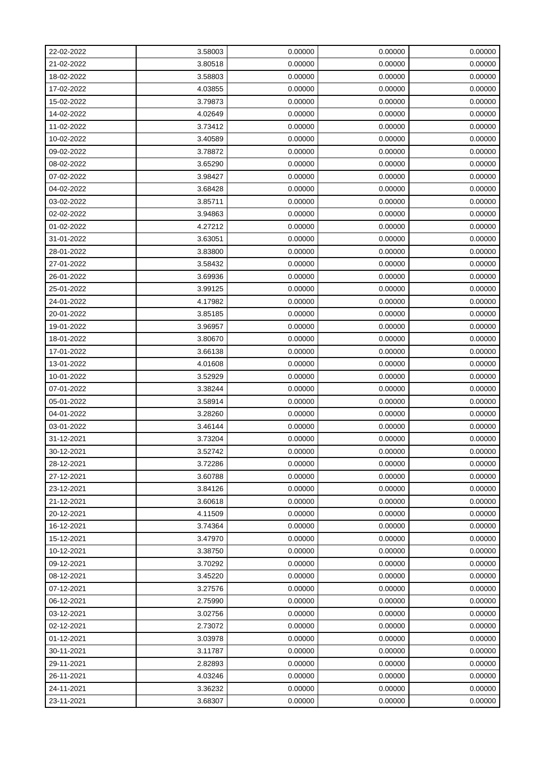| | | | | |
|---|---|---|---|---|
| 22-02-2022 | 3.58003 | 0.00000 | 0.00000 | 0.00000 |
| 21-02-2022 | 3.80518 | 0.00000 | 0.00000 | 0.00000 |
| 18-02-2022 | 3.58803 | 0.00000 | 0.00000 | 0.00000 |
| 17-02-2022 | 4.03855 | 0.00000 | 0.00000 | 0.00000 |
| 15-02-2022 | 3.79873 | 0.00000 | 0.00000 | 0.00000 |
| 14-02-2022 | 4.02649 | 0.00000 | 0.00000 | 0.00000 |
| 11-02-2022 | 3.73412 | 0.00000 | 0.00000 | 0.00000 |
| 10-02-2022 | 3.40589 | 0.00000 | 0.00000 | 0.00000 |
| 09-02-2022 | 3.78872 | 0.00000 | 0.00000 | 0.00000 |
| 08-02-2022 | 3.65290 | 0.00000 | 0.00000 | 0.00000 |
| 07-02-2022 | 3.98427 | 0.00000 | 0.00000 | 0.00000 |
| 04-02-2022 | 3.68428 | 0.00000 | 0.00000 | 0.00000 |
| 03-02-2022 | 3.85711 | 0.00000 | 0.00000 | 0.00000 |
| 02-02-2022 | 3.94863 | 0.00000 | 0.00000 | 0.00000 |
| 01-02-2022 | 4.27212 | 0.00000 | 0.00000 | 0.00000 |
| 31-01-2022 | 3.63051 | 0.00000 | 0.00000 | 0.00000 |
| 28-01-2022 | 3.83800 | 0.00000 | 0.00000 | 0.00000 |
| 27-01-2022 | 3.58432 | 0.00000 | 0.00000 | 0.00000 |
| 26-01-2022 | 3.69936 | 0.00000 | 0.00000 | 0.00000 |
| 25-01-2022 | 3.99125 | 0.00000 | 0.00000 | 0.00000 |
| 24-01-2022 | 4.17982 | 0.00000 | 0.00000 | 0.00000 |
| 20-01-2022 | 3.85185 | 0.00000 | 0.00000 | 0.00000 |
| 19-01-2022 | 3.96957 | 0.00000 | 0.00000 | 0.00000 |
| 18-01-2022 | 3.80670 | 0.00000 | 0.00000 | 0.00000 |
| 17-01-2022 | 3.66138 | 0.00000 | 0.00000 | 0.00000 |
| 13-01-2022 | 4.01608 | 0.00000 | 0.00000 | 0.00000 |
| 10-01-2022 | 3.52929 | 0.00000 | 0.00000 | 0.00000 |
| 07-01-2022 | 3.38244 | 0.00000 | 0.00000 | 0.00000 |
| 05-01-2022 | 3.58914 | 0.00000 | 0.00000 | 0.00000 |
| 04-01-2022 | 3.28260 | 0.00000 | 0.00000 | 0.00000 |
| 03-01-2022 | 3.46144 | 0.00000 | 0.00000 | 0.00000 |
| 31-12-2021 | 3.73204 | 0.00000 | 0.00000 | 0.00000 |
| 30-12-2021 | 3.52742 | 0.00000 | 0.00000 | 0.00000 |
| 28-12-2021 | 3.72286 | 0.00000 | 0.00000 | 0.00000 |
| 27-12-2021 | 3.60788 | 0.00000 | 0.00000 | 0.00000 |
| 23-12-2021 | 3.84126 | 0.00000 | 0.00000 | 0.00000 |
| 21-12-2021 | 3.60618 | 0.00000 | 0.00000 | 0.00000 |
| 20-12-2021 | 4.11509 | 0.00000 | 0.00000 | 0.00000 |
| 16-12-2021 | 3.74364 | 0.00000 | 0.00000 | 0.00000 |
| 15-12-2021 | 3.47970 | 0.00000 | 0.00000 | 0.00000 |
| 10-12-2021 | 3.38750 | 0.00000 | 0.00000 | 0.00000 |
| 09-12-2021 | 3.70292 | 0.00000 | 0.00000 | 0.00000 |
| 08-12-2021 | 3.45220 | 0.00000 | 0.00000 | 0.00000 |
| 07-12-2021 | 3.27576 | 0.00000 | 0.00000 | 0.00000 |
| 06-12-2021 | 2.75990 | 0.00000 | 0.00000 | 0.00000 |
| 03-12-2021 | 3.02756 | 0.00000 | 0.00000 | 0.00000 |
| 02-12-2021 | 2.73072 | 0.00000 | 0.00000 | 0.00000 |
| 01-12-2021 | 3.03978 | 0.00000 | 0.00000 | 0.00000 |
| 30-11-2021 | 3.11787 | 0.00000 | 0.00000 | 0.00000 |
| 29-11-2021 | 2.82893 | 0.00000 | 0.00000 | 0.00000 |
| 26-11-2021 | 4.03246 | 0.00000 | 0.00000 | 0.00000 |
| 24-11-2021 | 3.36232 | 0.00000 | 0.00000 | 0.00000 |
| 23-11-2021 | 3.68307 | 0.00000 | 0.00000 | 0.00000 |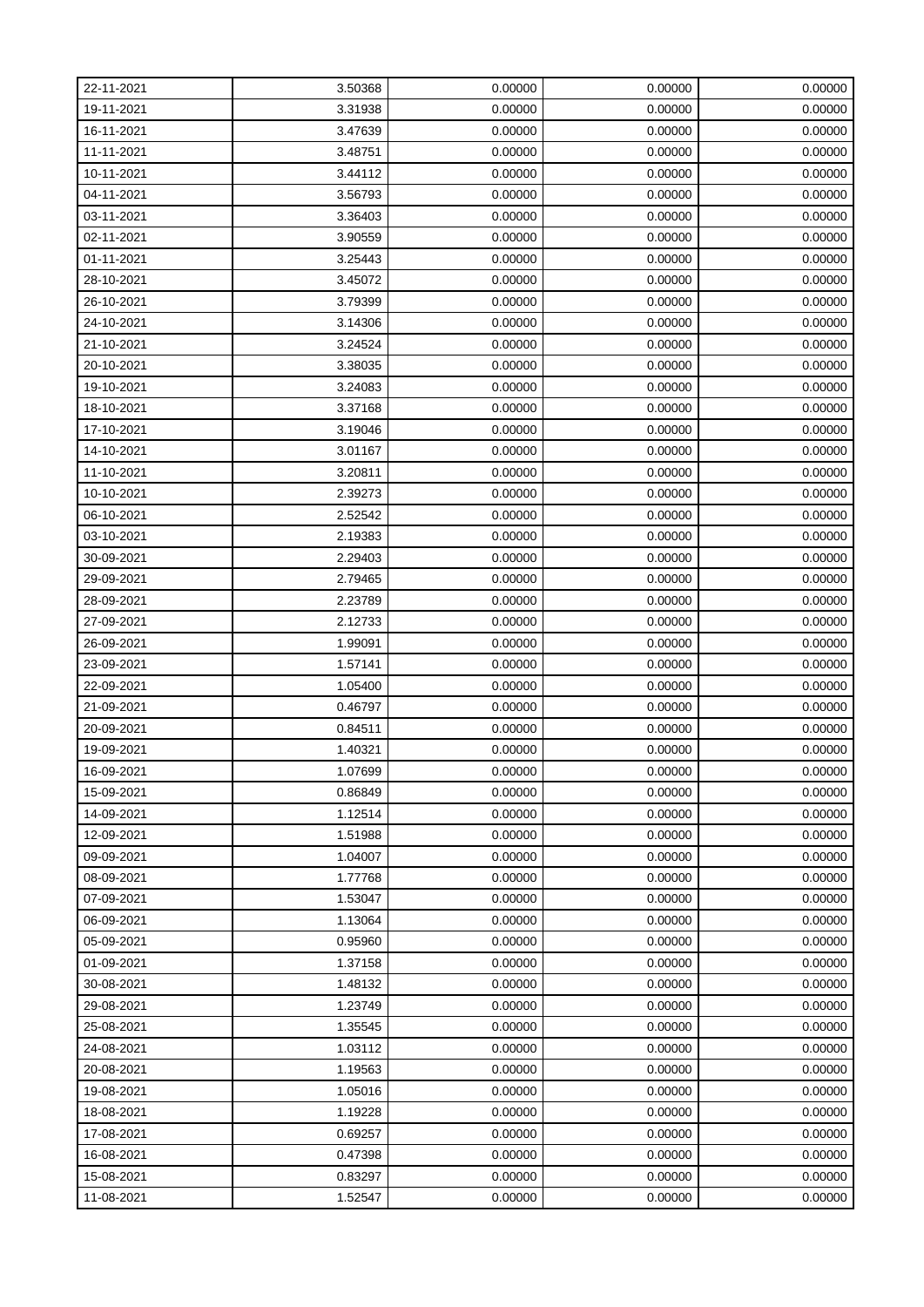| 22-11-2021 | 3.50368 | 0.00000 | 0.00000 | 0.00000 |
|---|---|---|---|---|
| 19-11-2021 | 3.31938 | 0.00000 | 0.00000 | 0.00000 |
| 16-11-2021 | 3.47639 | 0.00000 | 0.00000 | 0.00000 |
| 11-11-2021 | 3.48751 | 0.00000 | 0.00000 | 0.00000 |
| 10-11-2021 | 3.44112 | 0.00000 | 0.00000 | 0.00000 |
| 04-11-2021 | 3.56793 | 0.00000 | 0.00000 | 0.00000 |
| 03-11-2021 | 3.36403 | 0.00000 | 0.00000 | 0.00000 |
| 02-11-2021 | 3.90559 | 0.00000 | 0.00000 | 0.00000 |
| 01-11-2021 | 3.25443 | 0.00000 | 0.00000 | 0.00000 |
| 28-10-2021 | 3.45072 | 0.00000 | 0.00000 | 0.00000 |
| 26-10-2021 | 3.79399 | 0.00000 | 0.00000 | 0.00000 |
| 24-10-2021 | 3.14306 | 0.00000 | 0.00000 | 0.00000 |
| 21-10-2021 | 3.24524 | 0.00000 | 0.00000 | 0.00000 |
| 20-10-2021 | 3.38035 | 0.00000 | 0.00000 | 0.00000 |
| 19-10-2021 | 3.24083 | 0.00000 | 0.00000 | 0.00000 |
| 18-10-2021 | 3.37168 | 0.00000 | 0.00000 | 0.00000 |
| 17-10-2021 | 3.19046 | 0.00000 | 0.00000 | 0.00000 |
| 14-10-2021 | 3.01167 | 0.00000 | 0.00000 | 0.00000 |
| 11-10-2021 | 3.20811 | 0.00000 | 0.00000 | 0.00000 |
| 10-10-2021 | 2.39273 | 0.00000 | 0.00000 | 0.00000 |
| 06-10-2021 | 2.52542 | 0.00000 | 0.00000 | 0.00000 |
| 03-10-2021 | 2.19383 | 0.00000 | 0.00000 | 0.00000 |
| 30-09-2021 | 2.29403 | 0.00000 | 0.00000 | 0.00000 |
| 29-09-2021 | 2.79465 | 0.00000 | 0.00000 | 0.00000 |
| 28-09-2021 | 2.23789 | 0.00000 | 0.00000 | 0.00000 |
| 27-09-2021 | 2.12733 | 0.00000 | 0.00000 | 0.00000 |
| 26-09-2021 | 1.99091 | 0.00000 | 0.00000 | 0.00000 |
| 23-09-2021 | 1.57141 | 0.00000 | 0.00000 | 0.00000 |
| 22-09-2021 | 1.05400 | 0.00000 | 0.00000 | 0.00000 |
| 21-09-2021 | 0.46797 | 0.00000 | 0.00000 | 0.00000 |
| 20-09-2021 | 0.84511 | 0.00000 | 0.00000 | 0.00000 |
| 19-09-2021 | 1.40321 | 0.00000 | 0.00000 | 0.00000 |
| 16-09-2021 | 1.07699 | 0.00000 | 0.00000 | 0.00000 |
| 15-09-2021 | 0.86849 | 0.00000 | 0.00000 | 0.00000 |
| 14-09-2021 | 1.12514 | 0.00000 | 0.00000 | 0.00000 |
| 12-09-2021 | 1.51988 | 0.00000 | 0.00000 | 0.00000 |
| 09-09-2021 | 1.04007 | 0.00000 | 0.00000 | 0.00000 |
| 08-09-2021 | 1.77768 | 0.00000 | 0.00000 | 0.00000 |
| 07-09-2021 | 1.53047 | 0.00000 | 0.00000 | 0.00000 |
| 06-09-2021 | 1.13064 | 0.00000 | 0.00000 | 0.00000 |
| 05-09-2021 | 0.95960 | 0.00000 | 0.00000 | 0.00000 |
| 01-09-2021 | 1.37158 | 0.00000 | 0.00000 | 0.00000 |
| 30-08-2021 | 1.48132 | 0.00000 | 0.00000 | 0.00000 |
| 29-08-2021 | 1.23749 | 0.00000 | 0.00000 | 0.00000 |
| 25-08-2021 | 1.35545 | 0.00000 | 0.00000 | 0.00000 |
| 24-08-2021 | 1.03112 | 0.00000 | 0.00000 | 0.00000 |
| 20-08-2021 | 1.19563 | 0.00000 | 0.00000 | 0.00000 |
| 19-08-2021 | 1.05016 | 0.00000 | 0.00000 | 0.00000 |
| 18-08-2021 | 1.19228 | 0.00000 | 0.00000 | 0.00000 |
| 17-08-2021 | 0.69257 | 0.00000 | 0.00000 | 0.00000 |
| 16-08-2021 | 0.47398 | 0.00000 | 0.00000 | 0.00000 |
| 15-08-2021 | 0.83297 | 0.00000 | 0.00000 | 0.00000 |
| 11-08-2021 | 1.52547 | 0.00000 | 0.00000 | 0.00000 |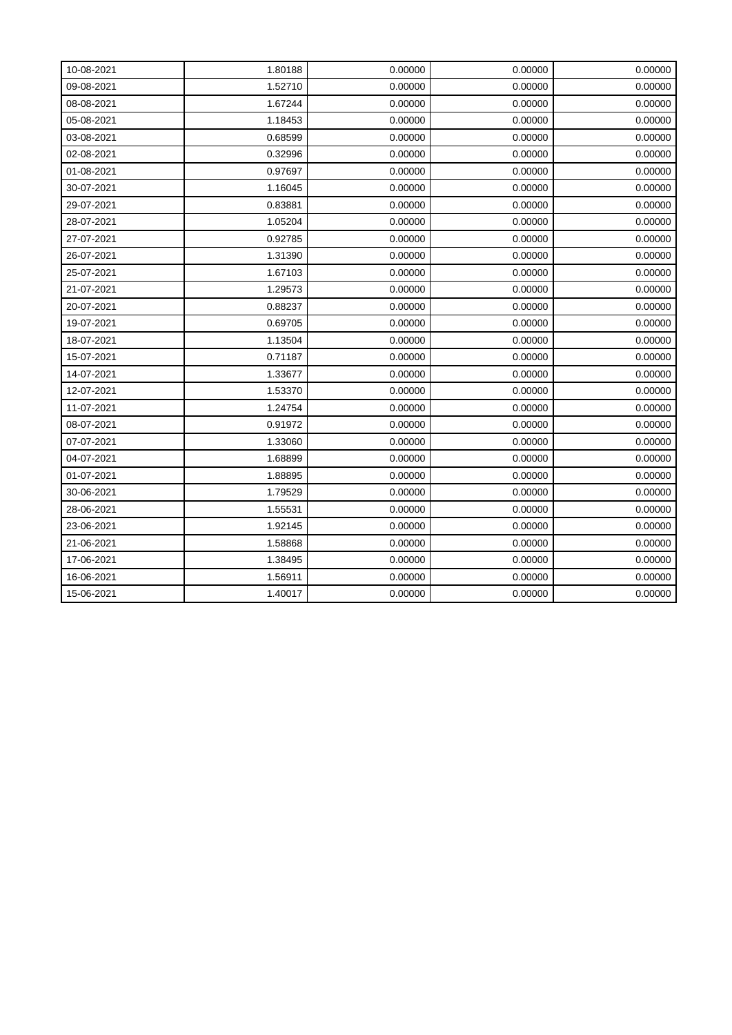| | | | | |
|---|---|---|---|---|
| 10-08-2021 | 1.80188 | 0.00000 | 0.00000 | 0.00000 |
| 09-08-2021 | 1.52710 | 0.00000 | 0.00000 | 0.00000 |
| 08-08-2021 | 1.67244 | 0.00000 | 0.00000 | 0.00000 |
| 05-08-2021 | 1.18453 | 0.00000 | 0.00000 | 0.00000 |
| 03-08-2021 | 0.68599 | 0.00000 | 0.00000 | 0.00000 |
| 02-08-2021 | 0.32996 | 0.00000 | 0.00000 | 0.00000 |
| 01-08-2021 | 0.97697 | 0.00000 | 0.00000 | 0.00000 |
| 30-07-2021 | 1.16045 | 0.00000 | 0.00000 | 0.00000 |
| 29-07-2021 | 0.83881 | 0.00000 | 0.00000 | 0.00000 |
| 28-07-2021 | 1.05204 | 0.00000 | 0.00000 | 0.00000 |
| 27-07-2021 | 0.92785 | 0.00000 | 0.00000 | 0.00000 |
| 26-07-2021 | 1.31390 | 0.00000 | 0.00000 | 0.00000 |
| 25-07-2021 | 1.67103 | 0.00000 | 0.00000 | 0.00000 |
| 21-07-2021 | 1.29573 | 0.00000 | 0.00000 | 0.00000 |
| 20-07-2021 | 0.88237 | 0.00000 | 0.00000 | 0.00000 |
| 19-07-2021 | 0.69705 | 0.00000 | 0.00000 | 0.00000 |
| 18-07-2021 | 1.13504 | 0.00000 | 0.00000 | 0.00000 |
| 15-07-2021 | 0.71187 | 0.00000 | 0.00000 | 0.00000 |
| 14-07-2021 | 1.33677 | 0.00000 | 0.00000 | 0.00000 |
| 12-07-2021 | 1.53370 | 0.00000 | 0.00000 | 0.00000 |
| 11-07-2021 | 1.24754 | 0.00000 | 0.00000 | 0.00000 |
| 08-07-2021 | 0.91972 | 0.00000 | 0.00000 | 0.00000 |
| 07-07-2021 | 1.33060 | 0.00000 | 0.00000 | 0.00000 |
| 04-07-2021 | 1.68899 | 0.00000 | 0.00000 | 0.00000 |
| 01-07-2021 | 1.88895 | 0.00000 | 0.00000 | 0.00000 |
| 30-06-2021 | 1.79529 | 0.00000 | 0.00000 | 0.00000 |
| 28-06-2021 | 1.55531 | 0.00000 | 0.00000 | 0.00000 |
| 23-06-2021 | 1.92145 | 0.00000 | 0.00000 | 0.00000 |
| 21-06-2021 | 1.58868 | 0.00000 | 0.00000 | 0.00000 |
| 17-06-2021 | 1.38495 | 0.00000 | 0.00000 | 0.00000 |
| 16-06-2021 | 1.56911 | 0.00000 | 0.00000 | 0.00000 |
| 15-06-2021 | 1.40017 | 0.00000 | 0.00000 | 0.00000 |